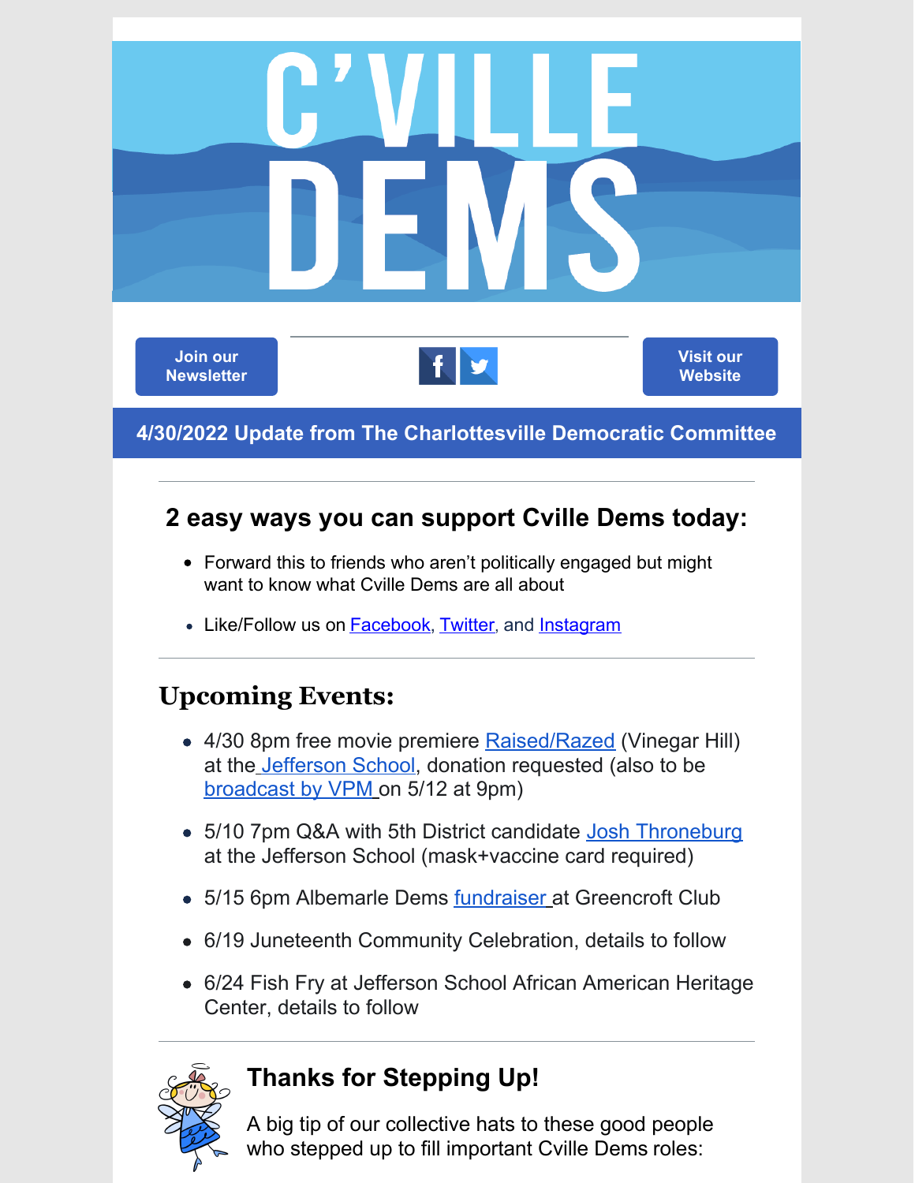# C'VILLE DEMS

Join our Newsletter | Visit our Website

**4/30/2022 Update from The Charlottesville Democratic Committee**

---

## 2 easy ways you can support Cville Dems today:

- Forward this to friends who aren't politically engaged but might want to know what Cville Dems are all about
- Like/Follow us on Facebook, Twitter, and Instagram

---

## Upcoming Events:

- 4/30 8pm free movie premiere Raised/Razed (Vinegar Hill) at the Jefferson School, donation requested (also to be broadcast by VPM on 5/12 at 9pm)
- 5/10 7pm Q&A with 5th District candidate Josh Throneburg at the Jefferson School (mask+vaccine card required)
- 5/15 6pm Albemarle Dems fundraiser at Greencroft Club
- 6/19 Juneteenth Community Celebration, details to follow
- 6/24 Fish Fry at Jefferson School African American Heritage Center, details to follow

---

## Thanks for Stepping Up!

A big tip of our collective hats to these good people who stepped up to fill important Cville Dems roles: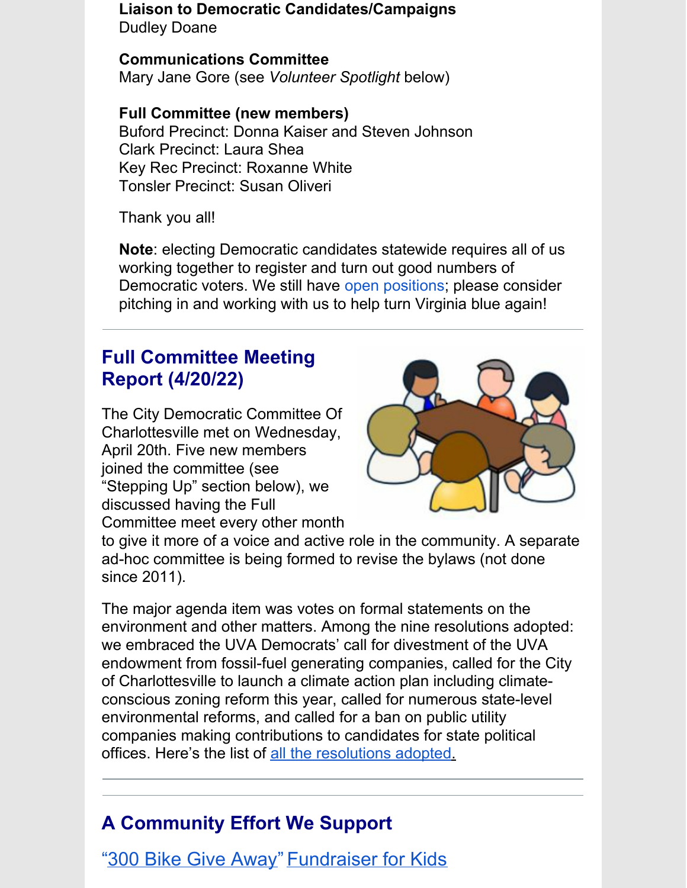**Liaison to Democratic Candidates/Campaigns**
Dudley Doane

**Communications Committee**
Mary Jane Gore (see *Volunteer Spotlight* below)

**Full Committee (new members)**
Buford Precinct: Donna Kaiser and Steven Johnson
Clark Precinct: Laura Shea
Key Rec Precinct: Roxanne White
Tonsler Precinct: Susan Oliveri

Thank you all!

**Note**: electing Democratic candidates statewide requires all of us working together to register and turn out good numbers of Democratic voters. We still have open positions; please consider pitching in and working with us to help turn Virginia blue again!

---

## Full Committee Meeting Report (4/20/22)

The City Democratic Committee Of Charlottesville met on Wednesday, April 20th. Five new members joined the committee (see "Stepping Up" section below), we discussed having the Full Committee meet every other month to give it more of a voice and active role in the community. A separate ad-hoc committee is being formed to revise the bylaws (not done since 2011).

The major agenda item was votes on formal statements on the environment and other matters. Among the nine resolutions adopted: we embraced the UVA Democrats' call for divestment of the UVA endowment from fossil-fuel generating companies, called for the City of Charlottesville to launch a climate action plan including climate-conscious zoning reform this year, called for numerous state-level environmental reforms, and called for a ban on public utility companies making contributions to candidates for state political offices. Here's the list of all the resolutions adopted.

---

## A Community Effort We Support

"300 Bike Give Away" Fundraiser for Kids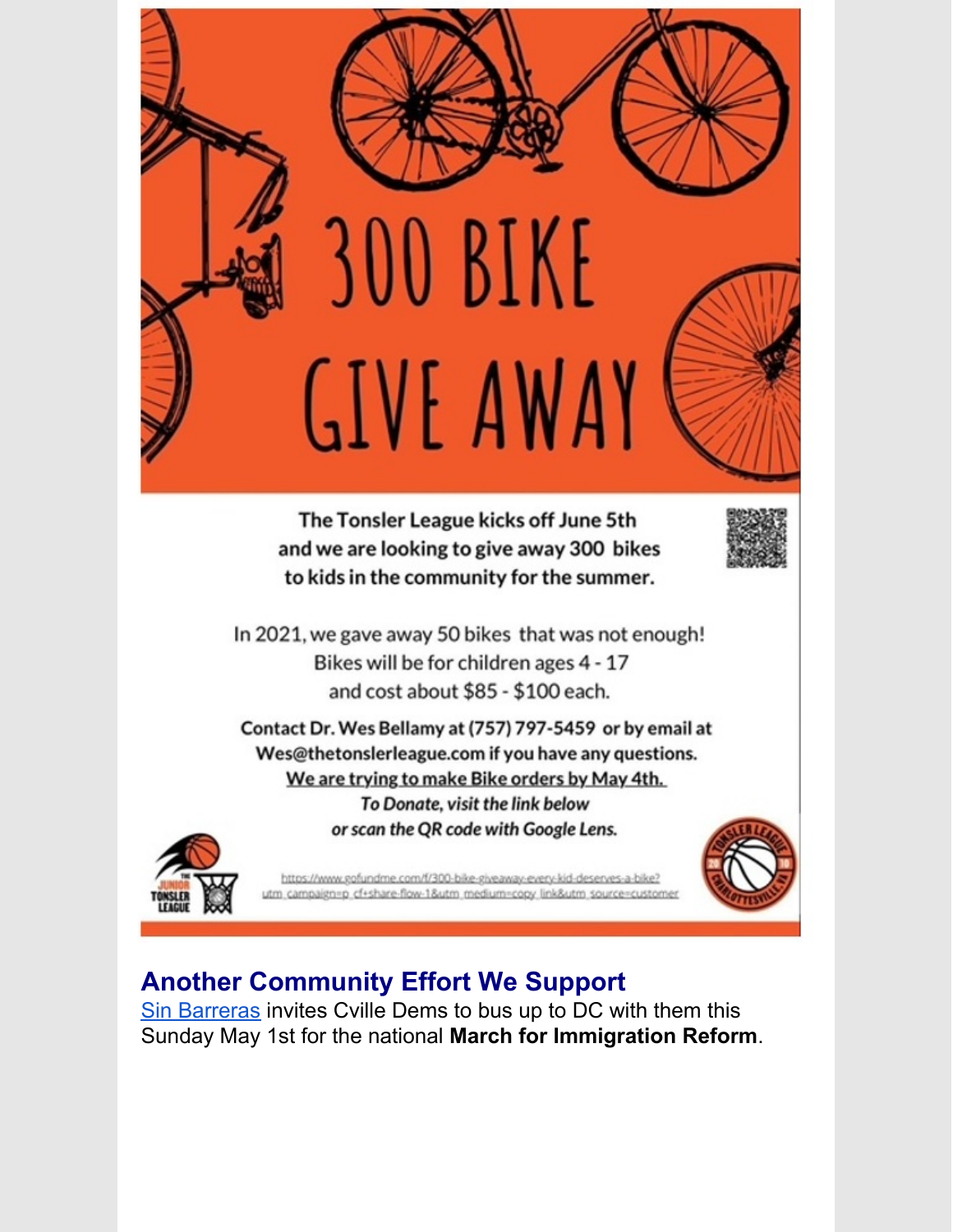# 300 BIKE GIVE AWAY

**The Tonsler League kicks off June 5th and we are looking to give away 300 bikes to kids in the community for the summer.**

In 2021, we gave away 50 bikes that was not enough!
Bikes will be for children ages 4 - 17
and cost about $85 - $100 each.

**Contact Dr. Wes Bellamy at (757) 797-5459 or by email at Wes@thetonslerleague.com if you have any questions.**
**We are trying to make Bike orders by May 4th.**
***To Donate, visit the link below or scan the QR code with Google Lens.***

https://www.gofundme.com/f/300-bike-giveaway-every-kid-deserves-a-bike?utm_campaign=p_cf+share-flow-1&utm_medium=copy_link&utm_source=customer

## Another Community Effort We Support

Sin Barreras invites Cville Dems to bus up to DC with them this Sunday May 1st for the national **March for Immigration Reform**.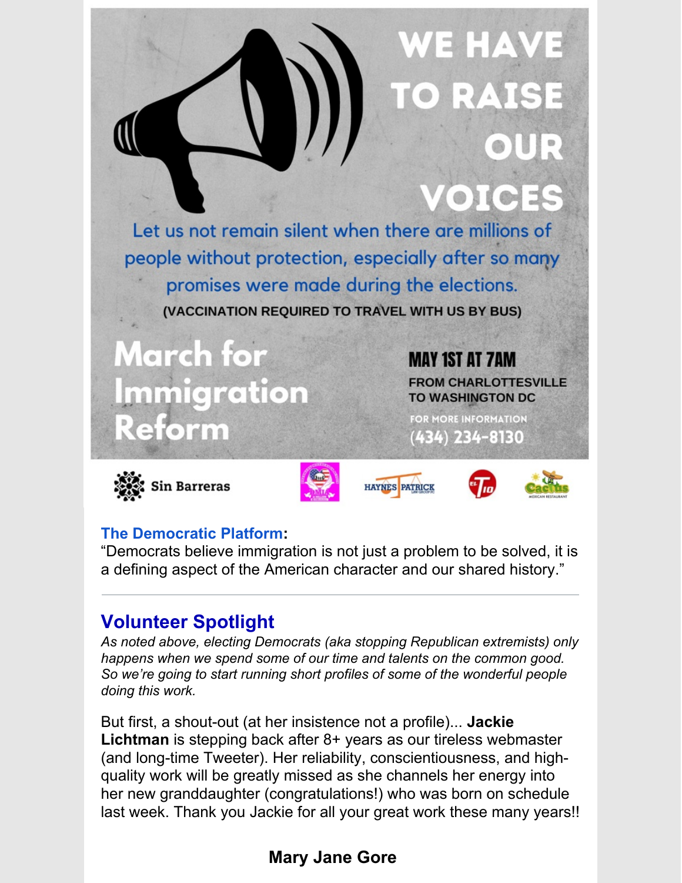# WE HAVE TO RAISE OUR VOICES

Let us not remain silent when there are millions of people without protection, especially after so many promises were made during the elections.

(VACCINATION REQUIRED TO TRAVEL WITH US BY BUS)

## March for Immigration Reform

**MAY 1ST AT 7AM**

FROM CHARLOTTESVILLE TO WASHINGTON DC

FOR MORE INFORMATION
(434) 234-8130

Sin Barreras | HAYNES PATRICK | El Tio | Cactus

**The Democratic Platform:**
"Democrats believe immigration is not just a problem to be solved, it is a defining aspect of the American character and our shared history."

---

## Volunteer Spotlight

*As noted above, electing Democrats (aka stopping Republican extremists) only happens when we spend some of our time and talents on the common good. So we're going to start running short profiles of some of the wonderful people doing this work.*

But first, a shout-out (at her insistence not a profile)... **Jackie Lichtman** is stepping back after 8+ years as our tireless webmaster (and long-time Tweeter). Her reliability, conscientiousness, and high-quality work will be greatly missed as she channels her energy into her new granddaughter (congratulations!) who was born on schedule last week. Thank you Jackie for all your great work these many years!!

### Mary Jane Gore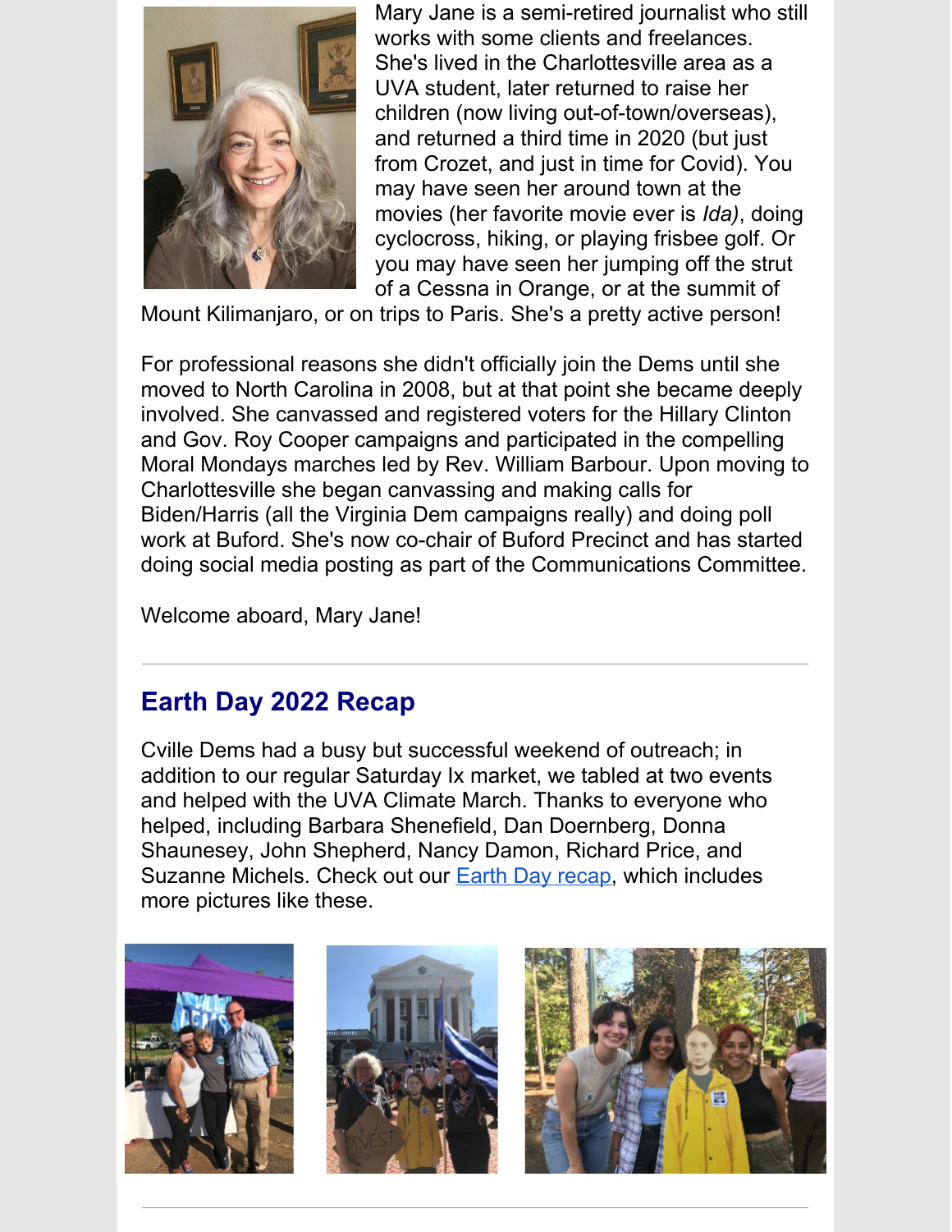Mary Jane is a semi-retired journalist who still works with some clients and freelances. She's lived in the Charlottesville area as a UVA student, later returned to raise her children (now living out-of-town/overseas), and returned a third time in 2020 (but just from Crozet, and just in time for Covid). You may have seen her around town at the movies (her favorite movie ever is *Ida)*, doing cyclocross, hiking, or playing frisbee golf. Or you may have seen her jumping off the strut of a Cessna in Orange, or at the summit of Mount Kilimanjaro, or on trips to Paris. She's a pretty active person!

For professional reasons she didn't officially join the Dems until she moved to North Carolina in 2008, but at that point she became deeply involved. She canvassed and registered voters for the Hillary Clinton and Gov. Roy Cooper campaigns and participated in the compelling Moral Mondays marches led by Rev. William Barbour. Upon moving to Charlottesville she began canvassing and making calls for Biden/Harris (all the Virginia Dem campaigns really) and doing poll work at Buford. She's now co-chair of Buford Precinct and has started doing social media posting as part of the Communications Committee.

Welcome aboard, Mary Jane!

---

## Earth Day 2022 Recap

Cville Dems had a busy but successful weekend of outreach; in addition to our regular Saturday Ix market, we tabled at two events and helped with the UVA Climate March. Thanks to everyone who helped, including Barbara Shenefield, Dan Doernberg, Donna Shaunesey, John Shepherd, Nancy Damon, Richard Price, and Suzanne Michels. Check out our [Earth Day recap](), which includes more pictures like these.

---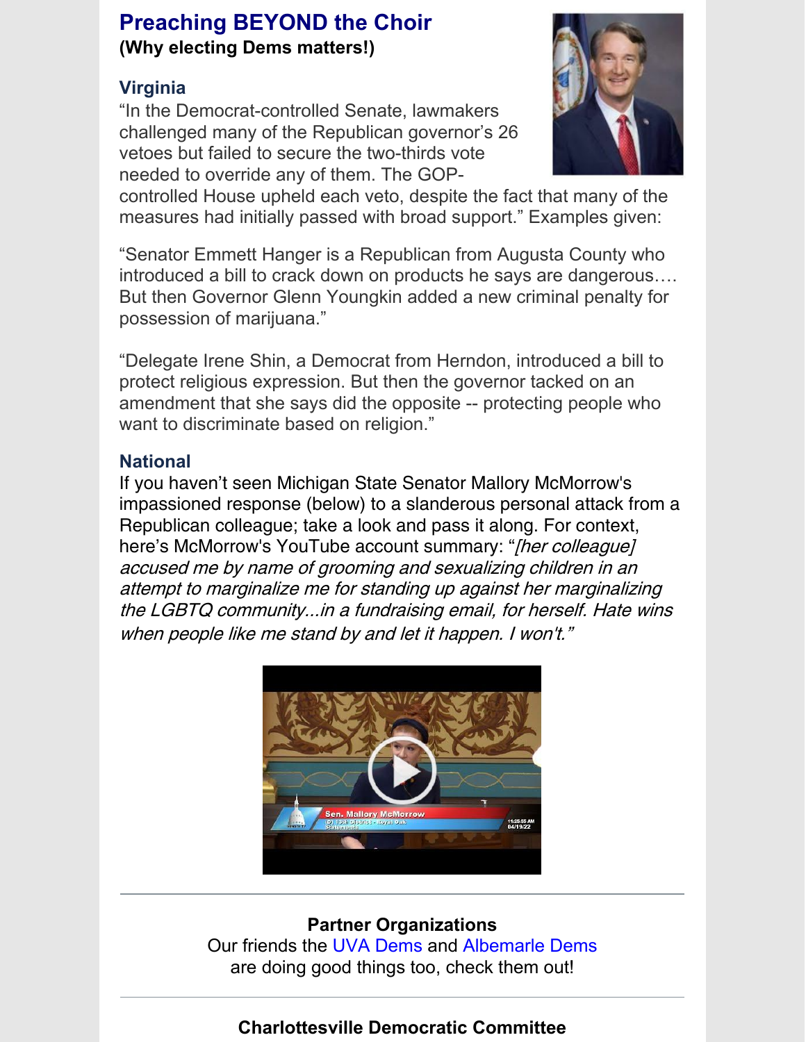## Preaching BEYOND the Choir

**(Why electing Dems matters!)**

### Virginia

"In the Democrat-controlled Senate, lawmakers challenged many of the Republican governor's 26 vetoes but failed to secure the two-thirds vote needed to override any of them. The GOP-controlled House upheld each veto, despite the fact that many of the measures had initially passed with broad support." Examples given:

"Senator Emmett Hanger is a Republican from Augusta County who introduced a bill to crack down on products he says are dangerous…. But then Governor Glenn Youngkin added a new criminal penalty for possession of marijuana."

"Delegate Irene Shin, a Democrat from Herndon, introduced a bill to protect religious expression. But then the governor tacked on an amendment that she says did the opposite -- protecting people who want to discriminate based on religion."

### National

If you haven't seen Michigan State Senator Mallory McMorrow's impassioned response (below) to a slanderous personal attack from a Republican colleague; take a look and pass it along. For context, here's McMorrow's YouTube account summary: "*[her colleague] accused me by name of grooming and sexualizing children in an attempt to marginalize me for standing up against her marginalizing the LGBTQ community...in a fundraising email, for herself. Hate wins when people like me stand by and let it happen. I won't.*"

---

**Partner Organizations**

Our friends the UVA Dems and Albemarle Dems are doing good things too, check them out!

---

**Charlottesville Democratic Committee**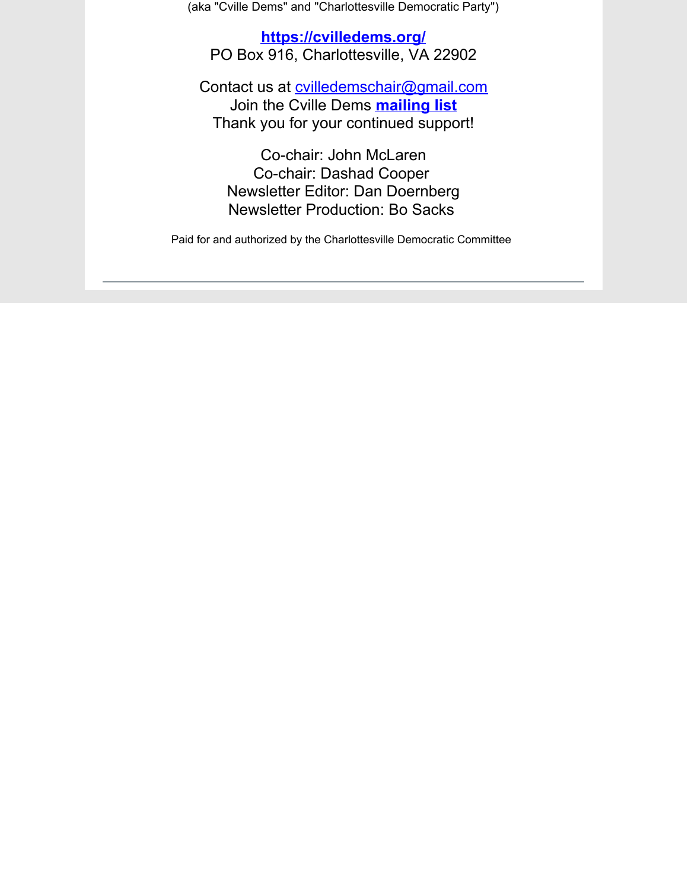(aka "Cville Dems" and "Charlottesville Democratic Party")

**https://cvilledems.org/**
PO Box 916, Charlottesville, VA 22902

Contact us at cvilledemschair@gmail.com
Join the Cville Dems **mailing list**
Thank you for your continued support!

Co-chair: John McLaren
Co-chair: Dashad Cooper
Newsletter Editor: Dan Doernberg
Newsletter Production: Bo Sacks

Paid for and authorized by the Charlottesville Democratic Committee